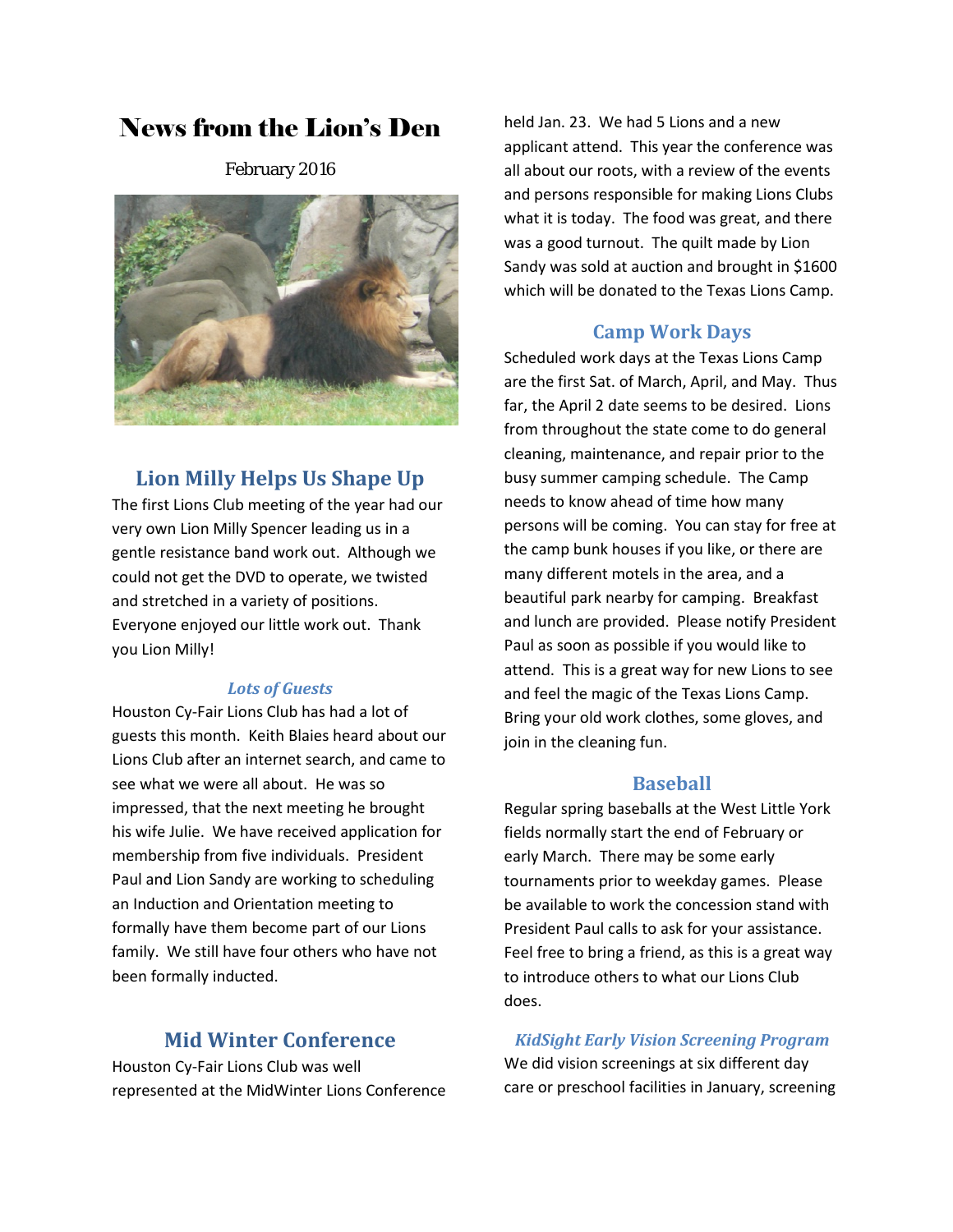# News from the Lion's Den

February 2016

## Lion Milly Helps Us Shape Up

The first Lions Club meeting of the year had our very own Lion Milly Spencer leading us in a gentle resistance band work out. Although we could not get the DVD to operate, we twisted and stretched in a variety of positions. Everyone enjoyed our little work out. Thank you Lion Milly!

### *Lots of Guests*

Houston Cy-Fair Lions Club has had a lot of guests this month. Keith Blaies heard about our Lions Club after an internet search, and came to see what we were all about. He was so impressed, that the next meeting he brought his wife Julie. We have received application for membership from five individuals. President Paul and Lion Sandy are working to scheduling an Induction and Orientation meeting to formally have them become part of our Lions family. We still have four others who have not been formally inducted.

## Mid Winter Conference

Houston Cy-Fair Lions Club was well represented at the MidWinter Lions Conference held Jan. 23. We had 5 Lions and a new applicant attend. This year the conference was all about our roots, with a review of the events and persons responsible for making Lions Clubs what it is today. The food was great, and there was a good turnout. The quilt made by Lion Sandy was sold at auction and brought in $1600 which will be donated to the Texas Lions Camp.

## Camp Work Days

Scheduled work days at the Texas Lions Camp are the first Sat. of March, April, and May. Thus far, the April 2 date seems to be desired. Lions from throughout the state come to do general cleaning, maintenance, and repair prior to the busy summer camping schedule. The Camp needs to know ahead of time how many persons will be coming. You can stay for free at the camp bunk houses if you like, or there are many different motels in the area, and a beautiful park nearby for camping. Breakfast and lunch are provided. Please notify President Paul as soon as possible if you would like to attend. This is a great way for new Lions to see and feel the magic of the Texas Lions Camp. Bring your old work clothes, some gloves, and join in the cleaning fun.

## Baseball

Regular spring baseballs at the West Little York fields normally start the end of February or early March. There may be some early tournaments prior to weekday games. Please be available to work the concession stand with President Paul calls to ask for your assistance. Feel free to bring a friend, as this is a great way to introduce others to what our Lions Club does.

### *KidSight Early Vision Screening Program*

We did vision screenings at six different day care or preschool facilities in January, screening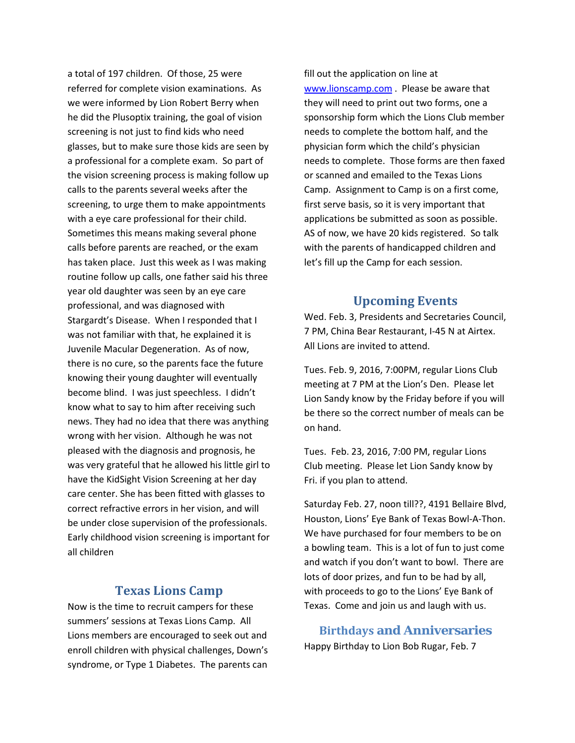a total of 197 children. Of those, 25 were referred for complete vision examinations. As we were informed by Lion Robert Berry when he did the Plusoptix training, the goal of vision screening is not just to find kids who need glasses, but to make sure those kids are seen by a professional for a complete exam. So part of the vision screening process is making follow up calls to the parents several weeks after the screening, to urge them to make appointments with a eye care professional for their child. Sometimes this means making several phone calls before parents are reached, or the exam has taken place. Just this week as I was making routine follow up calls, one father said his three year old daughter was seen by an eye care professional, and was diagnosed with Stargardt's Disease. When I responded that I was not familiar with that, he explained it is Juvenile Macular Degeneration. As of now, there is no cure, so the parents face the future knowing their young daughter will eventually become blind. I was just speechless. I didn't know what to say to him after receiving such news. They had no idea that there was anything wrong with her vision. Although he was not pleased with the diagnosis and prognosis, he was very grateful that he allowed his little girl to have the KidSight Vision Screening at her day care center. She has been fitted with glasses to correct refractive errors in her vision, and will be under close supervision of the professionals. Early childhood vision screening is important for all children

## Texas Lions Camp

Now is the time to recruit campers for these summers' sessions at Texas Lions Camp. All Lions members are encouraged to seek out and enroll children with physical challenges, Down's syndrome, or Type 1 Diabetes. The parents can fill out the application on line at www.lionscamp.com . Please be aware that they will need to print out two forms, one a sponsorship form which the Lions Club member needs to complete the bottom half, and the physician form which the child's physician needs to complete. Those forms are then faxed or scanned and emailed to the Texas Lions Camp. Assignment to Camp is on a first come, first serve basis, so it is very important that applications be submitted as soon as possible. AS of now, we have 20 kids registered. So talk with the parents of handicapped children and let's fill up the Camp for each session.

## Upcoming Events

Wed. Feb. 3, Presidents and Secretaries Council, 7 PM, China Bear Restaurant, I-45 N at Airtex. All Lions are invited to attend.

Tues. Feb. 9, 2016, 7:00PM, regular Lions Club meeting at 7 PM at the Lion's Den. Please let Lion Sandy know by the Friday before if you will be there so the correct number of meals can be on hand.

Tues. Feb. 23, 2016, 7:00 PM, regular Lions Club meeting. Please let Lion Sandy know by Fri. if you plan to attend.

Saturday Feb. 27, noon till??, 4191 Bellaire Blvd, Houston, Lions' Eye Bank of Texas Bowl-A-Thon. We have purchased for four members to be on a bowling team. This is a lot of fun to just come and watch if you don't want to bowl. There are lots of door prizes, and fun to be had by all, with proceeds to go to the Lions' Eye Bank of Texas. Come and join us and laugh with us.

## Birthdays and Anniversaries

Happy Birthday to Lion Bob Rugar, Feb. 7